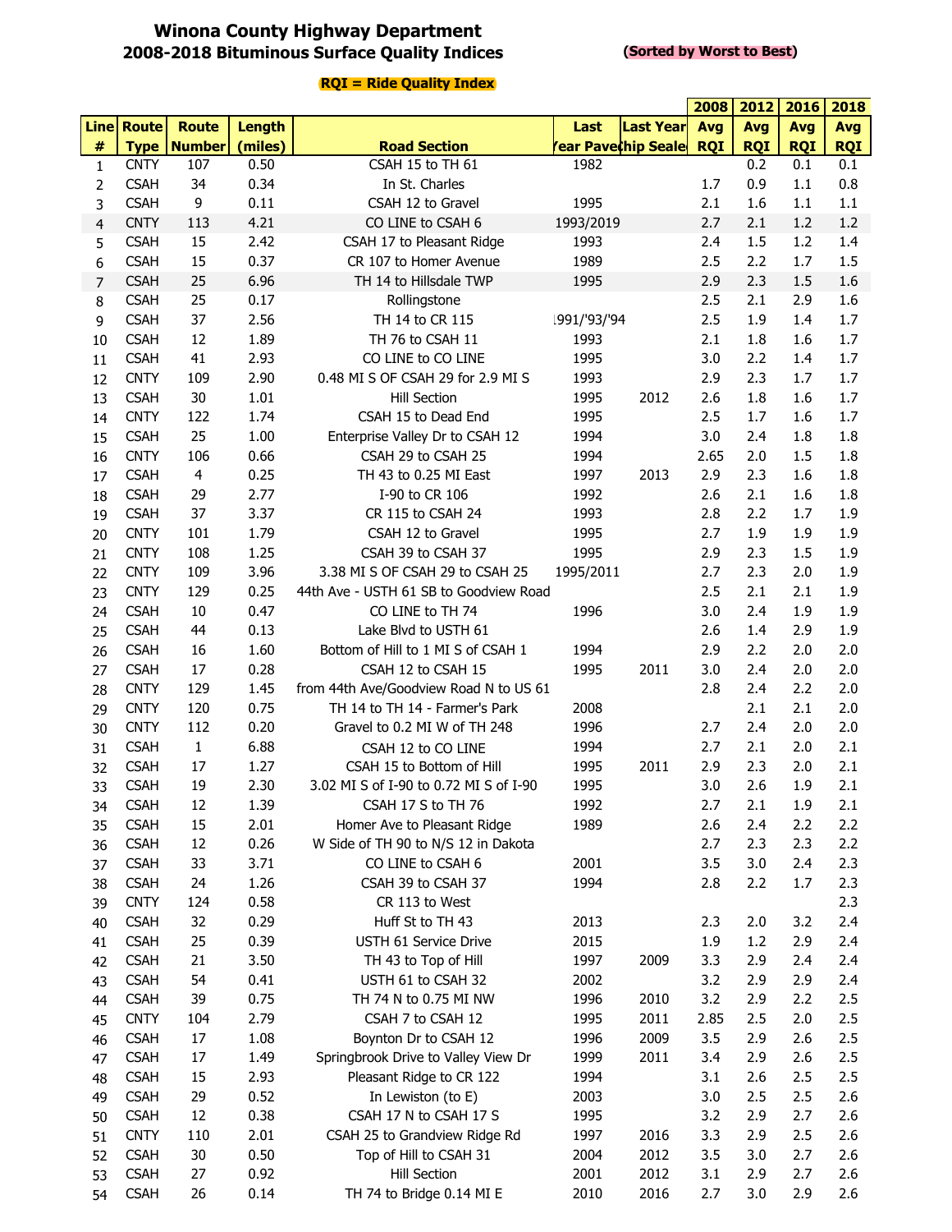# Winona County Highway Department

## 2008-2018 Bituminous Surface Quality Indices

**(Sorted by Worst to Best)**

**RQI = Ride Quality Index**

| Line # | Route Type | Route Number | Length (miles) | Road Section | Last Year Paved | Last Year Chip Sealed | 2008 Avg RQI | 2012 Avg RQI | 2016 Avg RQI | 2018 Avg RQI |
|---|---|---|---|---|---|---|---|---|---|---|
| 1 | CNTY | 107 | 0.50 | CSAH 15 to TH 61 | 1982 | | | 0.2 | 0.1 | 0.1 |
| 2 | CSAH | 34 | 0.34 | In St. Charles | | | 1.7 | 0.9 | 1.1 | 0.8 |
| 3 | CSAH | 9 | 0.11 | CSAH 12 to Gravel | 1995 | | 2.1 | 1.6 | 1.1 | 1.1 |
| 4 | CNTY | 113 | 4.21 | CO LINE to CSAH 6 | 1993/2019 | | 2.7 | 2.1 | 1.2 | 1.2 |
| 5 | CSAH | 15 | 2.42 | CSAH 17 to Pleasant Ridge | 1993 | | 2.4 | 1.5 | 1.2 | 1.4 |
| 6 | CSAH | 15 | 0.37 | CR 107 to Homer Avenue | 1989 | | 2.5 | 2.2 | 1.7 | 1.5 |
| 7 | CSAH | 25 | 6.96 | TH 14 to Hillsdale TWP | 1995 | | 2.9 | 2.3 | 1.5 | 1.6 |
| 8 | CSAH | 25 | 0.17 | Rollingstone | | | 2.5 | 2.1 | 2.9 | 1.6 |
| 9 | CSAH | 37 | 2.56 | TH 14 to CR 115 | 1991/'93/'94 | | 2.5 | 1.9 | 1.4 | 1.7 |
| 10 | CSAH | 12 | 1.89 | TH 76 to CSAH 11 | 1993 | | 2.1 | 1.8 | 1.6 | 1.7 |
| 11 | CSAH | 41 | 2.93 | CO LINE to CO LINE | 1995 | | 3.0 | 2.2 | 1.4 | 1.7 |
| 12 | CNTY | 109 | 2.90 | 0.48 MI S OF CSAH 29 for 2.9 MI S | 1993 | | 2.9 | 2.3 | 1.7 | 1.7 |
| 13 | CSAH | 30 | 1.01 | Hill Section | 1995 | 2012 | 2.6 | 1.8 | 1.6 | 1.7 |
| 14 | CNTY | 122 | 1.74 | CSAH 15 to Dead End | 1995 | | 2.5 | 1.7 | 1.6 | 1.7 |
| 15 | CSAH | 25 | 1.00 | Enterprise Valley Dr to CSAH 12 | 1994 | | 3.0 | 2.4 | 1.8 | 1.8 |
| 16 | CNTY | 106 | 0.66 | CSAH 29 to CSAH 25 | 1994 | | 2.65 | 2.0 | 1.5 | 1.8 |
| 17 | CSAH | 4 | 0.25 | TH 43 to 0.25 MI East | 1997 | 2013 | 2.9 | 2.3 | 1.6 | 1.8 |
| 18 | CSAH | 29 | 2.77 | I-90 to CR 106 | 1992 | | 2.6 | 2.1 | 1.6 | 1.8 |
| 19 | CSAH | 37 | 3.37 | CR 115 to CSAH 24 | 1993 | | 2.8 | 2.2 | 1.7 | 1.9 |
| 20 | CNTY | 101 | 1.79 | CSAH 12 to Gravel | 1995 | | 2.7 | 1.9 | 1.9 | 1.9 |
| 21 | CNTY | 108 | 1.25 | CSAH 39 to CSAH 37 | 1995 | | 2.9 | 2.3 | 1.5 | 1.9 |
| 22 | CNTY | 109 | 3.96 | 3.38 MI S OF CSAH 29 to CSAH 25 | 1995/2011 | | 2.7 | 2.3 | 2.0 | 1.9 |
| 23 | CNTY | 129 | 0.25 | 44th Ave - USTH 61 SB to Goodview Road | | | 2.5 | 2.1 | 2.1 | 1.9 |
| 24 | CSAH | 10 | 0.47 | CO LINE to TH 74 | 1996 | | 3.0 | 2.4 | 1.9 | 1.9 |
| 25 | CSAH | 44 | 0.13 | Lake Blvd to USTH 61 | | | 2.6 | 1.4 | 2.9 | 1.9 |
| 26 | CSAH | 16 | 1.60 | Bottom of Hill to 1 MI S of CSAH 1 | 1994 | | 2.9 | 2.2 | 2.0 | 2.0 |
| 27 | CSAH | 17 | 0.28 | CSAH 12 to CSAH 15 | 1995 | 2011 | 3.0 | 2.4 | 2.0 | 2.0 |
| 28 | CNTY | 129 | 1.45 | from 44th Ave/Goodview Road N to US 61 | | | 2.8 | 2.4 | 2.2 | 2.0 |
| 29 | CNTY | 120 | 0.75 | TH 14 to TH 14 - Farmer's Park | 2008 | | | 2.1 | 2.1 | 2.0 |
| 30 | CNTY | 112 | 0.20 | Gravel to 0.2 MI W of TH 248 | 1996 | | 2.7 | 2.4 | 2.0 | 2.0 |
| 31 | CSAH | 1 | 6.88 | CSAH 12 to CO LINE | 1994 | | 2.7 | 2.1 | 2.0 | 2.1 |
| 32 | CSAH | 17 | 1.27 | CSAH 15 to Bottom of Hill | 1995 | 2011 | 2.9 | 2.3 | 2.0 | 2.1 |
| 33 | CSAH | 19 | 2.30 | 3.02 MI S of I-90 to 0.72 MI S of I-90 | 1995 | | 3.0 | 2.6 | 1.9 | 2.1 |
| 34 | CSAH | 12 | 1.39 | CSAH 17 S to TH 76 | 1992 | | 2.7 | 2.1 | 1.9 | 2.1 |
| 35 | CSAH | 15 | 2.01 | Homer Ave to Pleasant Ridge | 1989 | | 2.6 | 2.4 | 2.2 | 2.2 |
| 36 | CSAH | 12 | 0.26 | W Side of TH 90 to N/S 12 in Dakota | | | 2.7 | 2.3 | 2.3 | 2.2 |
| 37 | CSAH | 33 | 3.71 | CO LINE to CSAH 6 | 2001 | | 3.5 | 3.0 | 2.4 | 2.3 |
| 38 | CSAH | 24 | 1.26 | CSAH 39 to CSAH 37 | 1994 | | 2.8 | 2.2 | 1.7 | 2.3 |
| 39 | CNTY | 124 | 0.58 | CR 113 to West | | | | | | 2.3 |
| 40 | CSAH | 32 | 0.29 | Huff St to TH 43 | 2013 | | 2.3 | 2.0 | 3.2 | 2.4 |
| 41 | CSAH | 25 | 0.39 | USTH 61 Service Drive | 2015 | | 1.9 | 1.2 | 2.9 | 2.4 |
| 42 | CSAH | 21 | 3.50 | TH 43 to Top of Hill | 1997 | 2009 | 3.3 | 2.9 | 2.4 | 2.4 |
| 43 | CSAH | 54 | 0.41 | USTH 61 to CSAH 32 | 2002 | | 3.2 | 2.9 | 2.9 | 2.4 |
| 44 | CSAH | 39 | 0.75 | TH 74 N to 0.75 MI NW | 1996 | 2010 | 3.2 | 2.9 | 2.2 | 2.5 |
| 45 | CNTY | 104 | 2.79 | CSAH 7 to CSAH 12 | 1995 | 2011 | 2.85 | 2.5 | 2.0 | 2.5 |
| 46 | CSAH | 17 | 1.08 | Boynton Dr to CSAH 12 | 1996 | 2009 | 3.5 | 2.9 | 2.6 | 2.5 |
| 47 | CSAH | 17 | 1.49 | Springbrook Drive to Valley View Dr | 1999 | 2011 | 3.4 | 2.9 | 2.6 | 2.5 |
| 48 | CSAH | 15 | 2.93 | Pleasant Ridge to CR 122 | 1994 | | 3.1 | 2.6 | 2.5 | 2.5 |
| 49 | CSAH | 29 | 0.52 | In Lewiston (to E) | 2003 | | 3.0 | 2.5 | 2.5 | 2.6 |
| 50 | CSAH | 12 | 0.38 | CSAH 17 N to CSAH 17 S | 1995 | | 3.2 | 2.9 | 2.7 | 2.6 |
| 51 | CNTY | 110 | 2.01 | CSAH 25 to Grandview Ridge Rd | 1997 | 2016 | 3.3 | 2.9 | 2.5 | 2.6 |
| 52 | CSAH | 30 | 0.50 | Top of Hill to CSAH 31 | 2004 | 2012 | 3.5 | 3.0 | 2.7 | 2.6 |
| 53 | CSAH | 27 | 0.92 | Hill Section | 2001 | 2012 | 3.1 | 2.9 | 2.7 | 2.6 |
| 54 | CSAH | 26 | 0.14 | TH 74 to Bridge 0.14 MI E | 2010 | 2016 | 2.7 | 3.0 | 2.9 | 2.6 |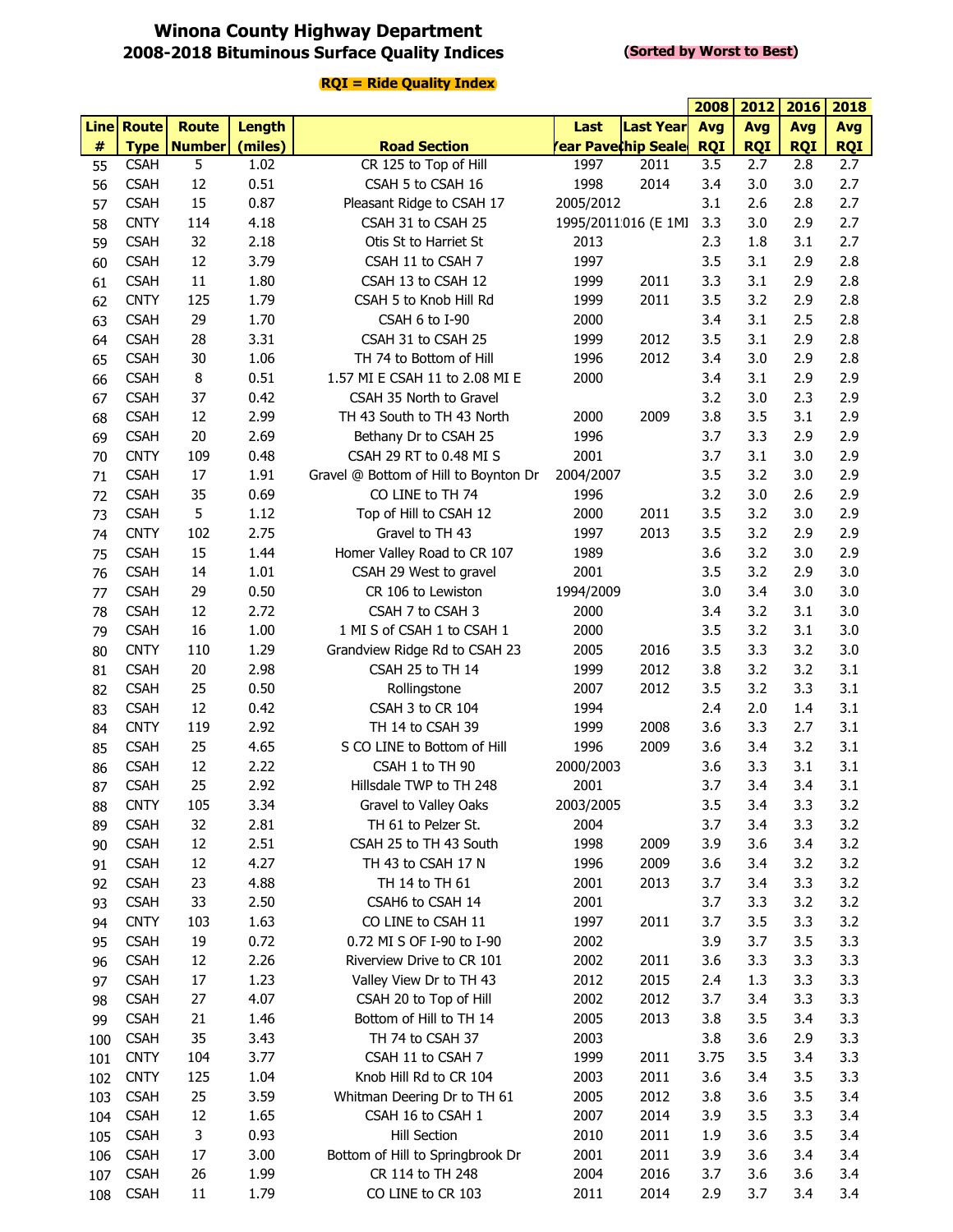# Winona County Highway Department
## 2008-2018 Bituminous Surface Quality Indices

**(Sorted by Worst to Best)**

**RQI = Ride Quality Index**

| Line # | Route Type | Route Number | Length (miles) | Road Section | Last Year Paved | Last Year Chip Sealed | 2008 Avg RQI | 2012 Avg RQI | 2016 Avg RQI | 2018 Avg RQI |
|---|---|---|---|---|---|---|---|---|---|---|
| 55 | CSAH | 5 | 1.02 | CR 125 to Top of Hill | 1997 | 2011 | 3.5 | 2.7 | 2.8 | 2.7 |
| 56 | CSAH | 12 | 0.51 | CSAH 5 to CSAH 16 | 1998 | 2014 | 3.4 | 3.0 | 3.0 | 2.7 |
| 57 | CSAH | 15 | 0.87 | Pleasant Ridge to CSAH 17 | 2005/2012 | | 3.1 | 2.6 | 2.8 | 2.7 |
| 58 | CNTY | 114 | 4.18 | CSAH 31 to CSAH 25 | 1995/2011 | 016 (E 1MI | 3.3 | 3.0 | 2.9 | 2.7 |
| 59 | CSAH | 32 | 2.18 | Otis St to Harriet St | 2013 | | 2.3 | 1.8 | 3.1 | 2.7 |
| 60 | CSAH | 12 | 3.79 | CSAH 11 to CSAH 7 | 1997 | | 3.5 | 3.1 | 2.9 | 2.8 |
| 61 | CSAH | 11 | 1.80 | CSAH 13 to CSAH 12 | 1999 | 2011 | 3.3 | 3.1 | 2.9 | 2.8 |
| 62 | CNTY | 125 | 1.79 | CSAH 5 to Knob Hill Rd | 1999 | 2011 | 3.5 | 3.2 | 2.9 | 2.8 |
| 63 | CSAH | 29 | 1.70 | CSAH 6 to I-90 | 2000 | | 3.4 | 3.1 | 2.5 | 2.8 |
| 64 | CSAH | 28 | 3.31 | CSAH 31 to CSAH 25 | 1999 | 2012 | 3.5 | 3.1 | 2.9 | 2.8 |
| 65 | CSAH | 30 | 1.06 | TH 74 to Bottom of Hill | 1996 | 2012 | 3.4 | 3.0 | 2.9 | 2.8 |
| 66 | CSAH | 8 | 0.51 | 1.57 MI E CSAH 11 to 2.08 MI E | 2000 | | 3.4 | 3.1 | 2.9 | 2.9 |
| 67 | CSAH | 37 | 0.42 | CSAH 35 North to Gravel | | | 3.2 | 3.0 | 2.3 | 2.9 |
| 68 | CSAH | 12 | 2.99 | TH 43 South to TH 43 North | 2000 | 2009 | 3.8 | 3.5 | 3.1 | 2.9 |
| 69 | CSAH | 20 | 2.69 | Bethany Dr to CSAH 25 | 1996 | | 3.7 | 3.3 | 2.9 | 2.9 |
| 70 | CNTY | 109 | 0.48 | CSAH 29 RT to 0.48 MI S | 2001 | | 3.7 | 3.1 | 3.0 | 2.9 |
| 71 | CSAH | 17 | 1.91 | Gravel @ Bottom of Hill to Boynton Dr | 2004/2007 | | 3.5 | 3.2 | 3.0 | 2.9 |
| 72 | CSAH | 35 | 0.69 | CO LINE to TH 74 | 1996 | | 3.2 | 3.0 | 2.6 | 2.9 |
| 73 | CSAH | 5 | 1.12 | Top of Hill to CSAH 12 | 2000 | 2011 | 3.5 | 3.2 | 3.0 | 2.9 |
| 74 | CNTY | 102 | 2.75 | Gravel to TH 43 | 1997 | 2013 | 3.5 | 3.2 | 2.9 | 2.9 |
| 75 | CSAH | 15 | 1.44 | Homer Valley Road to CR 107 | 1989 | | 3.6 | 3.2 | 3.0 | 2.9 |
| 76 | CSAH | 14 | 1.01 | CSAH 29 West to gravel | 2001 | | 3.5 | 3.2 | 2.9 | 3.0 |
| 77 | CSAH | 29 | 0.50 | CR 106 to Lewiston | 1994/2009 | | 3.0 | 3.4 | 3.0 | 3.0 |
| 78 | CSAH | 12 | 2.72 | CSAH 7 to CSAH 3 | 2000 | | 3.4 | 3.2 | 3.1 | 3.0 |
| 79 | CSAH | 16 | 1.00 | 1 MI S of CSAH 1 to CSAH 1 | 2000 | | 3.5 | 3.2 | 3.1 | 3.0 |
| 80 | CNTY | 110 | 1.29 | Grandview Ridge Rd to CSAH 23 | 2005 | 2016 | 3.5 | 3.3 | 3.2 | 3.0 |
| 81 | CSAH | 20 | 2.98 | CSAH 25 to TH 14 | 1999 | 2012 | 3.8 | 3.2 | 3.2 | 3.1 |
| 82 | CSAH | 25 | 0.50 | Rollingstone | 2007 | 2012 | 3.5 | 3.2 | 3.3 | 3.1 |
| 83 | CSAH | 12 | 0.42 | CSAH 3 to CR 104 | 1994 | | 2.4 | 2.0 | 1.4 | 3.1 |
| 84 | CNTY | 119 | 2.92 | TH 14 to CSAH 39 | 1999 | 2008 | 3.6 | 3.3 | 2.7 | 3.1 |
| 85 | CSAH | 25 | 4.65 | S CO LINE to Bottom of Hill | 1996 | 2009 | 3.6 | 3.4 | 3.2 | 3.1 |
| 86 | CSAH | 12 | 2.22 | CSAH 1 to TH 90 | 2000/2003 | | 3.6 | 3.3 | 3.1 | 3.1 |
| 87 | CSAH | 25 | 2.92 | Hillsdale TWP to TH 248 | 2001 | | 3.7 | 3.4 | 3.4 | 3.1 |
| 88 | CNTY | 105 | 3.34 | Gravel to Valley Oaks | 2003/2005 | | 3.5 | 3.4 | 3.3 | 3.2 |
| 89 | CSAH | 32 | 2.81 | TH 61 to Pelzer St. | 2004 | | 3.7 | 3.4 | 3.3 | 3.2 |
| 90 | CSAH | 12 | 2.51 | CSAH 25 to TH 43 South | 1998 | 2009 | 3.9 | 3.6 | 3.4 | 3.2 |
| 91 | CSAH | 12 | 4.27 | TH 43 to CSAH 17 N | 1996 | 2009 | 3.6 | 3.4 | 3.2 | 3.2 |
| 92 | CSAH | 23 | 4.88 | TH 14 to TH 61 | 2001 | 2013 | 3.7 | 3.4 | 3.3 | 3.2 |
| 93 | CSAH | 33 | 2.50 | CSAH6 to CSAH 14 | 2001 | | 3.7 | 3.3 | 3.2 | 3.2 |
| 94 | CNTY | 103 | 1.63 | CO LINE to CSAH 11 | 1997 | 2011 | 3.7 | 3.5 | 3.3 | 3.2 |
| 95 | CSAH | 19 | 0.72 | 0.72 MI S OF I-90 to I-90 | 2002 | | 3.9 | 3.7 | 3.5 | 3.3 |
| 96 | CSAH | 12 | 2.26 | Riverview Drive to CR 101 | 2002 | 2011 | 3.6 | 3.3 | 3.3 | 3.3 |
| 97 | CSAH | 17 | 1.23 | Valley View Dr to TH 43 | 2012 | 2015 | 2.4 | 1.3 | 3.3 | 3.3 |
| 98 | CSAH | 27 | 4.07 | CSAH 20 to Top of Hill | 2002 | 2012 | 3.7 | 3.4 | 3.3 | 3.3 |
| 99 | CSAH | 21 | 1.46 | Bottom of Hill to TH 14 | 2005 | 2013 | 3.8 | 3.5 | 3.4 | 3.3 |
| 100 | CSAH | 35 | 3.43 | TH 74 to CSAH 37 | 2003 | | 3.8 | 3.6 | 2.9 | 3.3 |
| 101 | CNTY | 104 | 3.77 | CSAH 11 to CSAH 7 | 1999 | 2011 | 3.75 | 3.5 | 3.4 | 3.3 |
| 102 | CNTY | 125 | 1.04 | Knob Hill Rd to CR 104 | 2003 | 2011 | 3.6 | 3.4 | 3.5 | 3.3 |
| 103 | CSAH | 25 | 3.59 | Whitman Deering Dr to TH 61 | 2005 | 2012 | 3.8 | 3.6 | 3.5 | 3.4 |
| 104 | CSAH | 12 | 1.65 | CSAH 16 to CSAH 1 | 2007 | 2014 | 3.9 | 3.5 | 3.3 | 3.4 |
| 105 | CSAH | 3 | 0.93 | Hill Section | 2010 | 2011 | 1.9 | 3.6 | 3.5 | 3.4 |
| 106 | CSAH | 17 | 3.00 | Bottom of Hill to Springbrook Dr | 2001 | 2011 | 3.9 | 3.6 | 3.4 | 3.4 |
| 107 | CSAH | 26 | 1.99 | CR 114 to TH 248 | 2004 | 2016 | 3.7 | 3.6 | 3.6 | 3.4 |
| 108 | CSAH | 11 | 1.79 | CO LINE to CR 103 | 2011 | 2014 | 2.9 | 3.7 | 3.4 | 3.4 |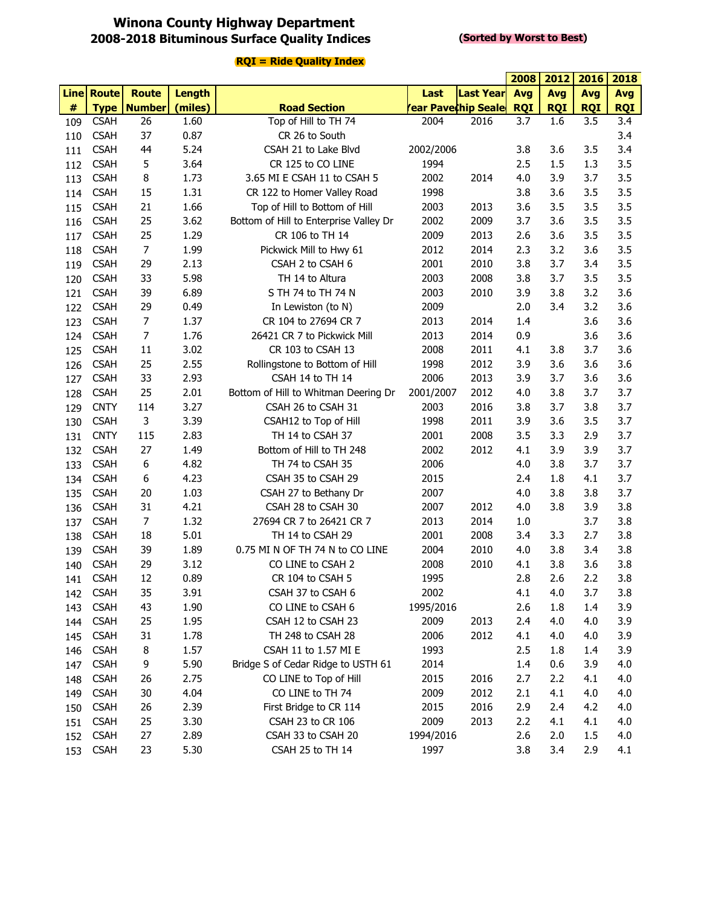# Winona County Highway Department
## 2008-2018 Bituminous Surface Quality Indices

**(Sorted by Worst to Best)**

**RQI = Ride Quality Index**

| Line # | Route Type | Route Number | Length (miles) | Road Section | Last Year Paved | Last Year Chip Sealed | 2008 Avg RQI | 2012 Avg RQI | 2016 Avg RQI | 2018 Avg RQI |
|---|---|---|---|---|---|---|---|---|---|---|
| 109 | CSAH | 26 | 1.60 | Top of Hill to TH 74 | 2004 | 2016 | 3.7 | 1.6 | 3.5 | 3.4 |
| 110 | CSAH | 37 | 0.87 | CR 26 to South | | | | | | 3.4 |
| 111 | CSAH | 44 | 5.24 | CSAH 21 to Lake Blvd | 2002/2006 | | 3.8 | 3.6 | 3.5 | 3.4 |
| 112 | CSAH | 5 | 3.64 | CR 125 to CO LINE | 1994 | | 2.5 | 1.5 | 1.3 | 3.5 |
| 113 | CSAH | 8 | 1.73 | 3.65 MI E CSAH 11 to CSAH 5 | 2002 | 2014 | 4.0 | 3.9 | 3.7 | 3.5 |
| 114 | CSAH | 15 | 1.31 | CR 122 to Homer Valley Road | 1998 | | 3.8 | 3.6 | 3.5 | 3.5 |
| 115 | CSAH | 21 | 1.66 | Top of Hill to Bottom of Hill | 2003 | 2013 | 3.6 | 3.5 | 3.5 | 3.5 |
| 116 | CSAH | 25 | 3.62 | Bottom of Hill to Enterprise Valley Dr | 2002 | 2009 | 3.7 | 3.6 | 3.5 | 3.5 |
| 117 | CSAH | 25 | 1.29 | CR 106 to TH 14 | 2009 | 2013 | 2.6 | 3.6 | 3.5 | 3.5 |
| 118 | CSAH | 7 | 1.99 | Pickwick Mill to Hwy 61 | 2012 | 2014 | 2.3 | 3.2 | 3.6 | 3.5 |
| 119 | CSAH | 29 | 2.13 | CSAH 2 to CSAH 6 | 2001 | 2010 | 3.8 | 3.7 | 3.4 | 3.5 |
| 120 | CSAH | 33 | 5.98 | TH 14 to Altura | 2003 | 2008 | 3.8 | 3.7 | 3.5 | 3.5 |
| 121 | CSAH | 39 | 6.89 | S TH 74 to TH 74 N | 2003 | 2010 | 3.9 | 3.8 | 3.2 | 3.6 |
| 122 | CSAH | 29 | 0.49 | In Lewiston (to N) | 2009 | | 2.0 | 3.4 | 3.2 | 3.6 |
| 123 | CSAH | 7 | 1.37 | CR 104 to 27694 CR 7 | 2013 | 2014 | 1.4 | | 3.6 | 3.6 |
| 124 | CSAH | 7 | 1.76 | 26421 CR 7 to Pickwick Mill | 2013 | 2014 | 0.9 | | 3.6 | 3.6 |
| 125 | CSAH | 11 | 3.02 | CR 103 to CSAH 13 | 2008 | 2011 | 4.1 | 3.8 | 3.7 | 3.6 |
| 126 | CSAH | 25 | 2.55 | Rollingstone to Bottom of Hill | 1998 | 2012 | 3.9 | 3.6 | 3.6 | 3.6 |
| 127 | CSAH | 33 | 2.93 | CSAH 14 to TH 14 | 2006 | 2013 | 3.9 | 3.7 | 3.6 | 3.6 |
| 128 | CSAH | 25 | 2.01 | Bottom of Hill to Whitman Deering Dr | 2001/2007 | 2012 | 4.0 | 3.8 | 3.7 | 3.7 |
| 129 | CNTY | 114 | 3.27 | CSAH 26 to CSAH 31 | 2003 | 2016 | 3.8 | 3.7 | 3.8 | 3.7 |
| 130 | CSAH | 3 | 3.39 | CSAH12 to Top of Hill | 1998 | 2011 | 3.9 | 3.6 | 3.5 | 3.7 |
| 131 | CNTY | 115 | 2.83 | TH 14 to CSAH 37 | 2001 | 2008 | 3.5 | 3.3 | 2.9 | 3.7 |
| 132 | CSAH | 27 | 1.49 | Bottom of Hill to TH 248 | 2002 | 2012 | 4.1 | 3.9 | 3.9 | 3.7 |
| 133 | CSAH | 6 | 4.82 | TH 74 to CSAH 35 | 2006 | | 4.0 | 3.8 | 3.7 | 3.7 |
| 134 | CSAH | 6 | 4.23 | CSAH 35 to CSAH 29 | 2015 | | 2.4 | 1.8 | 4.1 | 3.7 |
| 135 | CSAH | 20 | 1.03 | CSAH 27 to Bethany Dr | 2007 | | 4.0 | 3.8 | 3.8 | 3.7 |
| 136 | CSAH | 31 | 4.21 | CSAH 28 to CSAH 30 | 2007 | 2012 | 4.0 | 3.8 | 3.9 | 3.8 |
| 137 | CSAH | 7 | 1.32 | 27694 CR 7 to 26421 CR 7 | 2013 | 2014 | 1.0 | | 3.7 | 3.8 |
| 138 | CSAH | 18 | 5.01 | TH 14 to CSAH 29 | 2001 | 2008 | 3.4 | 3.3 | 2.7 | 3.8 |
| 139 | CSAH | 39 | 1.89 | 0.75 MI N OF TH 74 N to CO LINE | 2004 | 2010 | 4.0 | 3.8 | 3.4 | 3.8 |
| 140 | CSAH | 29 | 3.12 | CO LINE to CSAH 2 | 2008 | 2010 | 4.1 | 3.8 | 3.6 | 3.8 |
| 141 | CSAH | 12 | 0.89 | CR 104 to CSAH 5 | 1995 | | 2.8 | 2.6 | 2.2 | 3.8 |
| 142 | CSAH | 35 | 3.91 | CSAH 37 to CSAH 6 | 2002 | | 4.1 | 4.0 | 3.7 | 3.8 |
| 143 | CSAH | 43 | 1.90 | CO LINE to CSAH 6 | 1995/2016 | | 2.6 | 1.8 | 1.4 | 3.9 |
| 144 | CSAH | 25 | 1.95 | CSAH 12 to CSAH 23 | 2009 | 2013 | 2.4 | 4.0 | 4.0 | 3.9 |
| 145 | CSAH | 31 | 1.78 | TH 248 to CSAH 28 | 2006 | 2012 | 4.1 | 4.0 | 4.0 | 3.9 |
| 146 | CSAH | 8 | 1.57 | CSAH 11 to 1.57 MI E | 1993 | | 2.5 | 1.8 | 1.4 | 3.9 |
| 147 | CSAH | 9 | 5.90 | Bridge S of Cedar Ridge to USTH 61 | 2014 | | 1.4 | 0.6 | 3.9 | 4.0 |
| 148 | CSAH | 26 | 2.75 | CO LINE to Top of Hill | 2015 | 2016 | 2.7 | 2.2 | 4.1 | 4.0 |
| 149 | CSAH | 30 | 4.04 | CO LINE to TH 74 | 2009 | 2012 | 2.1 | 4.1 | 4.0 | 4.0 |
| 150 | CSAH | 26 | 2.39 | First Bridge to CR 114 | 2015 | 2016 | 2.9 | 2.4 | 4.2 | 4.0 |
| 151 | CSAH | 25 | 3.30 | CSAH 23 to CR 106 | 2009 | 2013 | 2.2 | 4.1 | 4.1 | 4.0 |
| 152 | CSAH | 27 | 2.89 | CSAH 33 to CSAH 20 | 1994/2016 | | 2.6 | 2.0 | 1.5 | 4.0 |
| 153 | CSAH | 23 | 5.30 | CSAH 25 to TH 14 | 1997 | | 3.8 | 3.4 | 2.9 | 4.1 |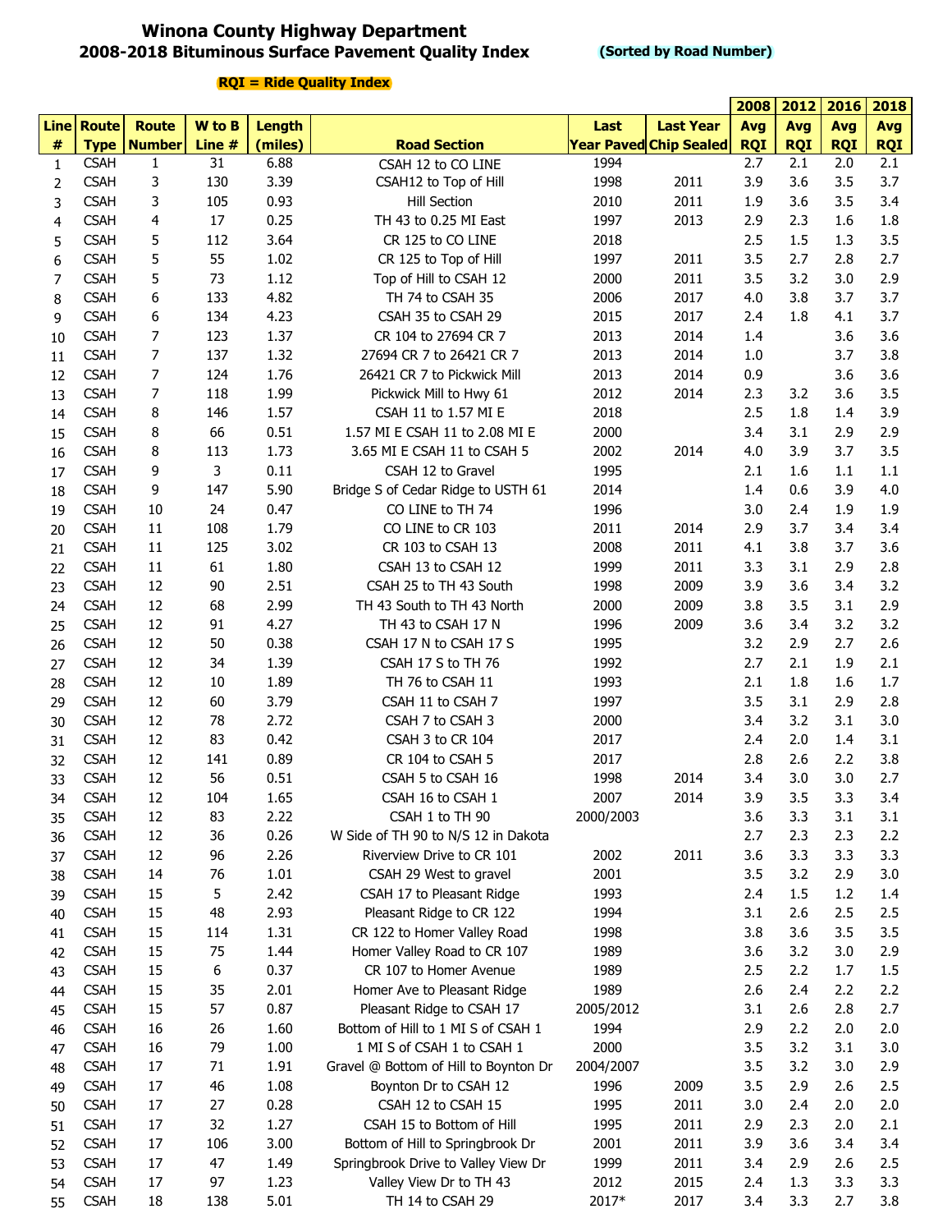# Winona County Highway Department
## 2008-2018 Bituminous Surface Pavement Quality Index

**(Sorted by Road Number)**

**RQI = Ride Quality Index**

| Line # | Route Type | Route Number | W to B Line # | Length (miles) | Road Section | Last Year Paved | Last Year Chip Sealed | 2008 Avg RQI | 2012 Avg RQI | 2016 Avg RQI | 2018 Avg RQI |
|---|---|---|---|---|---|---|---|---|---|---|---|
| 1 | CSAH | 1 | 31 | 6.88 | CSAH 12 to CO LINE | 1994 | | 2.7 | 2.1 | 2.0 | 2.1 |
| 2 | CSAH | 3 | 130 | 3.39 | CSAH12 to Top of Hill | 1998 | 2011 | 3.9 | 3.6 | 3.5 | 3.7 |
| 3 | CSAH | 3 | 105 | 0.93 | Hill Section | 2010 | 2011 | 1.9 | 3.6 | 3.5 | 3.4 |
| 4 | CSAH | 4 | 17 | 0.25 | TH 43 to 0.25 MI East | 1997 | 2013 | 2.9 | 2.3 | 1.6 | 1.8 |
| 5 | CSAH | 5 | 112 | 3.64 | CR 125 to CO LINE | 2018 | | 2.5 | 1.5 | 1.3 | 3.5 |
| 6 | CSAH | 5 | 55 | 1.02 | CR 125 to Top of Hill | 1997 | 2011 | 3.5 | 2.7 | 2.8 | 2.7 |
| 7 | CSAH | 5 | 73 | 1.12 | Top of Hill to CSAH 12 | 2000 | 2011 | 3.5 | 3.2 | 3.0 | 2.9 |
| 8 | CSAH | 6 | 133 | 4.82 | TH 74 to CSAH 35 | 2006 | 2017 | 4.0 | 3.8 | 3.7 | 3.7 |
| 9 | CSAH | 6 | 134 | 4.23 | CSAH 35 to CSAH 29 | 2015 | 2017 | 2.4 | 1.8 | 4.1 | 3.7 |
| 10 | CSAH | 7 | 123 | 1.37 | CR 104 to 27694 CR 7 | 2013 | 2014 | 1.4 | | 3.6 | 3.6 |
| 11 | CSAH | 7 | 137 | 1.32 | 27694 CR 7 to 26421 CR 7 | 2013 | 2014 | 1.0 | | 3.7 | 3.8 |
| 12 | CSAH | 7 | 124 | 1.76 | 26421 CR 7 to Pickwick Mill | 2013 | 2014 | 0.9 | | 3.6 | 3.6 |
| 13 | CSAH | 7 | 118 | 1.99 | Pickwick Mill to Hwy 61 | 2012 | 2014 | 2.3 | 3.2 | 3.6 | 3.5 |
| 14 | CSAH | 8 | 146 | 1.57 | CSAH 11 to 1.57 MI E | 2018 | | 2.5 | 1.8 | 1.4 | 3.9 |
| 15 | CSAH | 8 | 66 | 0.51 | 1.57 MI E CSAH 11 to 2.08 MI E | 2000 | | 3.4 | 3.1 | 2.9 | 2.9 |
| 16 | CSAH | 8 | 113 | 1.73 | 3.65 MI E CSAH 11 to CSAH 5 | 2002 | 2014 | 4.0 | 3.9 | 3.7 | 3.5 |
| 17 | CSAH | 9 | 3 | 0.11 | CSAH 12 to Gravel | 1995 | | 2.1 | 1.6 | 1.1 | 1.1 |
| 18 | CSAH | 9 | 147 | 5.90 | Bridge S of Cedar Ridge to USTH 61 | 2014 | | 1.4 | 0.6 | 3.9 | 4.0 |
| 19 | CSAH | 10 | 24 | 0.47 | CO LINE to TH 74 | 1996 | | 3.0 | 2.4 | 1.9 | 1.9 |
| 20 | CSAH | 11 | 108 | 1.79 | CO LINE to CR 103 | 2011 | 2014 | 2.9 | 3.7 | 3.4 | 3.4 |
| 21 | CSAH | 11 | 125 | 3.02 | CR 103 to CSAH 13 | 2008 | 2011 | 4.1 | 3.8 | 3.7 | 3.6 |
| 22 | CSAH | 11 | 61 | 1.80 | CSAH 13 to CSAH 12 | 1999 | 2011 | 3.3 | 3.1 | 2.9 | 2.8 |
| 23 | CSAH | 12 | 90 | 2.51 | CSAH 25 to TH 43 South | 1998 | 2009 | 3.9 | 3.6 | 3.4 | 3.2 |
| 24 | CSAH | 12 | 68 | 2.99 | TH 43 South to TH 43 North | 2000 | 2009 | 3.8 | 3.5 | 3.1 | 2.9 |
| 25 | CSAH | 12 | 91 | 4.27 | TH 43 to CSAH 17 N | 1996 | 2009 | 3.6 | 3.4 | 3.2 | 3.2 |
| 26 | CSAH | 12 | 50 | 0.38 | CSAH 17 N to CSAH 17 S | 1995 | | 3.2 | 2.9 | 2.7 | 2.6 |
| 27 | CSAH | 12 | 34 | 1.39 | CSAH 17 S to TH 76 | 1992 | | 2.7 | 2.1 | 1.9 | 2.1 |
| 28 | CSAH | 12 | 10 | 1.89 | TH 76 to CSAH 11 | 1993 | | 2.1 | 1.8 | 1.6 | 1.7 |
| 29 | CSAH | 12 | 60 | 3.79 | CSAH 11 to CSAH 7 | 1997 | | 3.5 | 3.1 | 2.9 | 2.8 |
| 30 | CSAH | 12 | 78 | 2.72 | CSAH 7 to CSAH 3 | 2000 | | 3.4 | 3.2 | 3.1 | 3.0 |
| 31 | CSAH | 12 | 83 | 0.42 | CSAH 3 to CR 104 | 2017 | | 2.4 | 2.0 | 1.4 | 3.1 |
| 32 | CSAH | 12 | 141 | 0.89 | CR 104 to CSAH 5 | 2017 | | 2.8 | 2.6 | 2.2 | 3.8 |
| 33 | CSAH | 12 | 56 | 0.51 | CSAH 5 to CSAH 16 | 1998 | 2014 | 3.4 | 3.0 | 3.0 | 2.7 |
| 34 | CSAH | 12 | 104 | 1.65 | CSAH 16 to CSAH 1 | 2007 | 2014 | 3.9 | 3.5 | 3.3 | 3.4 |
| 35 | CSAH | 12 | 83 | 2.22 | CSAH 1 to TH 90 | 2000/2003 | | 3.6 | 3.3 | 3.1 | 3.1 |
| 36 | CSAH | 12 | 36 | 0.26 | W Side of TH 90 to N/S 12 in Dakota | | | 2.7 | 2.3 | 2.3 | 2.2 |
| 37 | CSAH | 12 | 96 | 2.26 | Riverview Drive to CR 101 | 2002 | 2011 | 3.6 | 3.3 | 3.3 | 3.3 |
| 38 | CSAH | 14 | 76 | 1.01 | CSAH 29 West to gravel | 2001 | | 3.5 | 3.2 | 2.9 | 3.0 |
| 39 | CSAH | 15 | 5 | 2.42 | CSAH 17 to Pleasant Ridge | 1993 | | 2.4 | 1.5 | 1.2 | 1.4 |
| 40 | CSAH | 15 | 48 | 2.93 | Pleasant Ridge to CR 122 | 1994 | | 3.1 | 2.6 | 2.5 | 2.5 |
| 41 | CSAH | 15 | 114 | 1.31 | CR 122 to Homer Valley Road | 1998 | | 3.8 | 3.6 | 3.5 | 3.5 |
| 42 | CSAH | 15 | 75 | 1.44 | Homer Valley Road to CR 107 | 1989 | | 3.6 | 3.2 | 3.0 | 2.9 |
| 43 | CSAH | 15 | 6 | 0.37 | CR 107 to Homer Avenue | 1989 | | 2.5 | 2.2 | 1.7 | 1.5 |
| 44 | CSAH | 15 | 35 | 2.01 | Homer Ave to Pleasant Ridge | 1989 | | 2.6 | 2.4 | 2.2 | 2.2 |
| 45 | CSAH | 15 | 57 | 0.87 | Pleasant Ridge to CSAH 17 | 2005/2012 | | 3.1 | 2.6 | 2.8 | 2.7 |
| 46 | CSAH | 16 | 26 | 1.60 | Bottom of Hill to 1 MI S of CSAH 1 | 1994 | | 2.9 | 2.2 | 2.0 | 2.0 |
| 47 | CSAH | 16 | 79 | 1.00 | 1 MI S of CSAH 1 to CSAH 1 | 2000 | | 3.5 | 3.2 | 3.1 | 3.0 |
| 48 | CSAH | 17 | 71 | 1.91 | Gravel @ Bottom of Hill to Boynton Dr | 2004/2007 | | 3.5 | 3.2 | 3.0 | 2.9 |
| 49 | CSAH | 17 | 46 | 1.08 | Boynton Dr to CSAH 12 | 1996 | 2009 | 3.5 | 2.9 | 2.6 | 2.5 |
| 50 | CSAH | 17 | 27 | 0.28 | CSAH 12 to CSAH 15 | 1995 | 2011 | 3.0 | 2.4 | 2.0 | 2.0 |
| 51 | CSAH | 17 | 32 | 1.27 | CSAH 15 to Bottom of Hill | 1995 | 2011 | 2.9 | 2.3 | 2.0 | 2.1 |
| 52 | CSAH | 17 | 106 | 3.00 | Bottom of Hill to Springbrook Dr | 2001 | 2011 | 3.9 | 3.6 | 3.4 | 3.4 |
| 53 | CSAH | 17 | 47 | 1.49 | Springbrook Drive to Valley View Dr | 1999 | 2011 | 3.4 | 2.9 | 2.6 | 2.5 |
| 54 | CSAH | 17 | 97 | 1.23 | Valley View Dr to TH 43 | 2012 | 2015 | 2.4 | 1.3 | 3.3 | 3.3 |
| 55 | CSAH | 18 | 138 | 5.01 | TH 14 to CSAH 29 | 2017* | 2017 | 3.4 | 3.3 | 2.7 | 3.8 |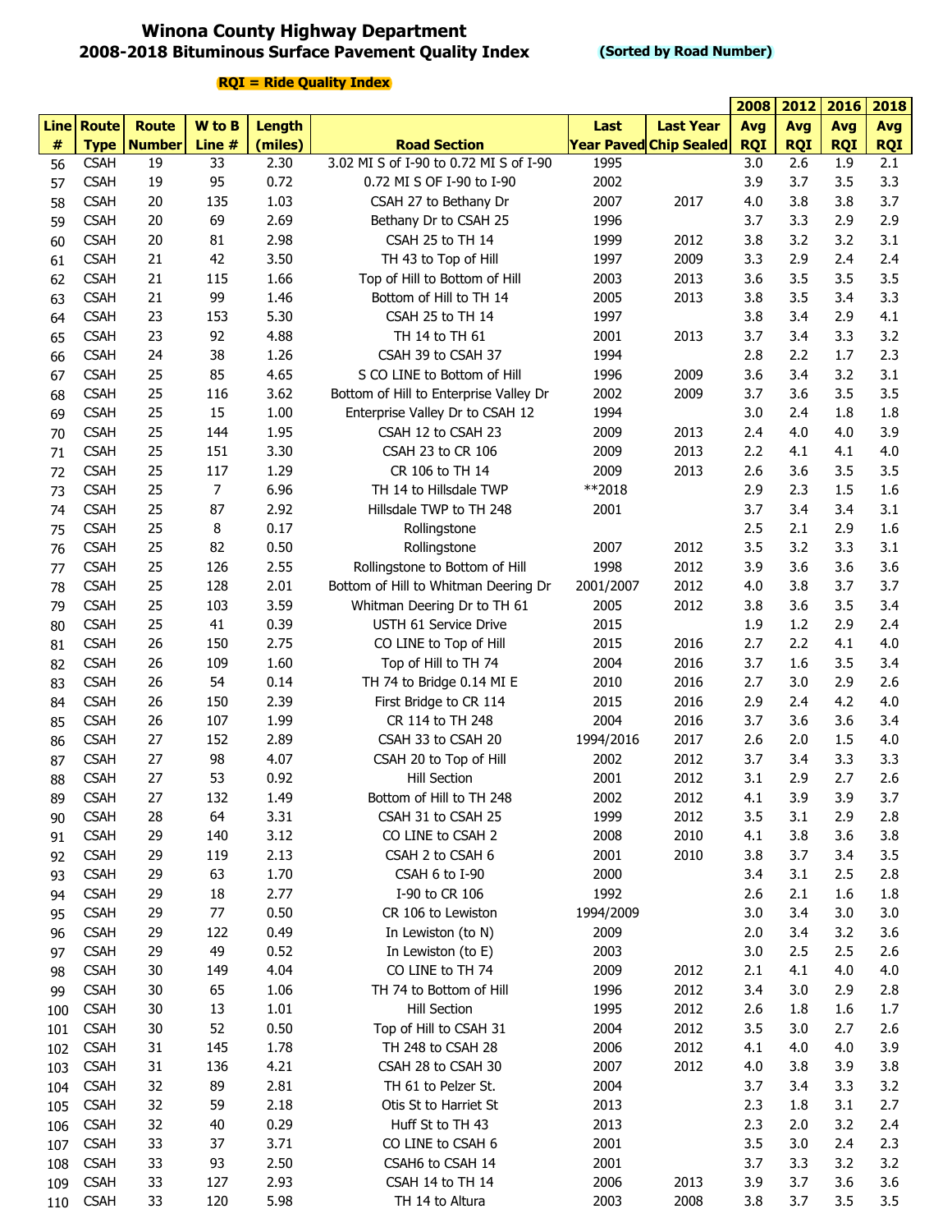# Winona County Highway Department

## 2008-2018 Bituminous Surface Pavement Quality Index

**(Sorted by Road Number)**

**RQI = Ride Quality Index**

| Line # | Route Type | Route Number | W to B Line # | Length (miles) | Road Section | Last Year Paved | Last Year Chip Sealed | 2008 Avg RQI | 2012 Avg RQI | 2016 Avg RQI | 2018 Avg RQI |
|---|---|---|---|---|---|---|---|---|---|---|---|
| 56 | CSAH | 19 | 33 | 2.30 | 3.02 MI S of I-90 to 0.72 MI S of I-90 | 1995 | | 3.0 | 2.6 | 1.9 | 2.1 |
| 57 | CSAH | 19 | 95 | 0.72 | 0.72 MI S OF I-90 to I-90 | 2002 | | 3.9 | 3.7 | 3.5 | 3.3 |
| 58 | CSAH | 20 | 135 | 1.03 | CSAH 27 to Bethany Dr | 2007 | 2017 | 4.0 | 3.8 | 3.8 | 3.7 |
| 59 | CSAH | 20 | 69 | 2.69 | Bethany Dr to CSAH 25 | 1996 | | 3.7 | 3.3 | 2.9 | 2.9 |
| 60 | CSAH | 20 | 81 | 2.98 | CSAH 25 to TH 14 | 1999 | 2012 | 3.8 | 3.2 | 3.2 | 3.1 |
| 61 | CSAH | 21 | 42 | 3.50 | TH 43 to Top of Hill | 1997 | 2009 | 3.3 | 2.9 | 2.4 | 2.4 |
| 62 | CSAH | 21 | 115 | 1.66 | Top of Hill to Bottom of Hill | 2003 | 2013 | 3.6 | 3.5 | 3.5 | 3.5 |
| 63 | CSAH | 21 | 99 | 1.46 | Bottom of Hill to TH 14 | 2005 | 2013 | 3.8 | 3.5 | 3.4 | 3.3 |
| 64 | CSAH | 23 | 153 | 5.30 | CSAH 25 to TH 14 | 1997 | | 3.8 | 3.4 | 2.9 | 4.1 |
| 65 | CSAH | 23 | 92 | 4.88 | TH 14 to TH 61 | 2001 | 2013 | 3.7 | 3.4 | 3.3 | 3.2 |
| 66 | CSAH | 24 | 38 | 1.26 | CSAH 39 to CSAH 37 | 1994 | | 2.8 | 2.2 | 1.7 | 2.3 |
| 67 | CSAH | 25 | 85 | 4.65 | S CO LINE to Bottom of Hill | 1996 | 2009 | 3.6 | 3.4 | 3.2 | 3.1 |
| 68 | CSAH | 25 | 116 | 3.62 | Bottom of Hill to Enterprise Valley Dr | 2002 | 2009 | 3.7 | 3.6 | 3.5 | 3.5 |
| 69 | CSAH | 25 | 15 | 1.00 | Enterprise Valley Dr to CSAH 12 | 1994 | | 3.0 | 2.4 | 1.8 | 1.8 |
| 70 | CSAH | 25 | 144 | 1.95 | CSAH 12 to CSAH 23 | 2009 | 2013 | 2.4 | 4.0 | 4.0 | 3.9 |
| 71 | CSAH | 25 | 151 | 3.30 | CSAH 23 to CR 106 | 2009 | 2013 | 2.2 | 4.1 | 4.1 | 4.0 |
| 72 | CSAH | 25 | 117 | 1.29 | CR 106 to TH 14 | 2009 | 2013 | 2.6 | 3.6 | 3.5 | 3.5 |
| 73 | CSAH | 25 | 7 | 6.96 | TH 14 to Hillsdale TWP | **2018 | | 2.9 | 2.3 | 1.5 | 1.6 |
| 74 | CSAH | 25 | 87 | 2.92 | Hillsdale TWP to TH 248 | 2001 | | 3.7 | 3.4 | 3.4 | 3.1 |
| 75 | CSAH | 25 | 8 | 0.17 | Rollingstone | | | 2.5 | 2.1 | 2.9 | 1.6 |
| 76 | CSAH | 25 | 82 | 0.50 | Rollingstone | 2007 | 2012 | 3.5 | 3.2 | 3.3 | 3.1 |
| 77 | CSAH | 25 | 126 | 2.55 | Rollingstone to Bottom of Hill | 1998 | 2012 | 3.9 | 3.6 | 3.6 | 3.6 |
| 78 | CSAH | 25 | 128 | 2.01 | Bottom of Hill to Whitman Deering Dr | 2001/2007 | 2012 | 4.0 | 3.8 | 3.7 | 3.7 |
| 79 | CSAH | 25 | 103 | 3.59 | Whitman Deering Dr to TH 61 | 2005 | 2012 | 3.8 | 3.6 | 3.5 | 3.4 |
| 80 | CSAH | 25 | 41 | 0.39 | USTH 61 Service Drive | 2015 | | 1.9 | 1.2 | 2.9 | 2.4 |
| 81 | CSAH | 26 | 150 | 2.75 | CO LINE to Top of Hill | 2015 | 2016 | 2.7 | 2.2 | 4.1 | 4.0 |
| 82 | CSAH | 26 | 109 | 1.60 | Top of Hill to TH 74 | 2004 | 2016 | 3.7 | 1.6 | 3.5 | 3.4 |
| 83 | CSAH | 26 | 54 | 0.14 | TH 74 to Bridge 0.14 MI E | 2010 | 2016 | 2.7 | 3.0 | 2.9 | 2.6 |
| 84 | CSAH | 26 | 150 | 2.39 | First Bridge to CR 114 | 2015 | 2016 | 2.9 | 2.4 | 4.2 | 4.0 |
| 85 | CSAH | 26 | 107 | 1.99 | CR 114 to TH 248 | 2004 | 2016 | 3.7 | 3.6 | 3.6 | 3.4 |
| 86 | CSAH | 27 | 152 | 2.89 | CSAH 33 to CSAH 20 | 1994/2016 | 2017 | 2.6 | 2.0 | 1.5 | 4.0 |
| 87 | CSAH | 27 | 98 | 4.07 | CSAH 20 to Top of Hill | 2002 | 2012 | 3.7 | 3.4 | 3.3 | 3.3 |
| 88 | CSAH | 27 | 53 | 0.92 | Hill Section | 2001 | 2012 | 3.1 | 2.9 | 2.7 | 2.6 |
| 89 | CSAH | 27 | 132 | 1.49 | Bottom of Hill to TH 248 | 2002 | 2012 | 4.1 | 3.9 | 3.9 | 3.7 |
| 90 | CSAH | 28 | 64 | 3.31 | CSAH 31 to CSAH 25 | 1999 | 2012 | 3.5 | 3.1 | 2.9 | 2.8 |
| 91 | CSAH | 29 | 140 | 3.12 | CO LINE to CSAH 2 | 2008 | 2010 | 4.1 | 3.8 | 3.6 | 3.8 |
| 92 | CSAH | 29 | 119 | 2.13 | CSAH 2 to CSAH 6 | 2001 | 2010 | 3.8 | 3.7 | 3.4 | 3.5 |
| 93 | CSAH | 29 | 63 | 1.70 | CSAH 6 to I-90 | 2000 | | 3.4 | 3.1 | 2.5 | 2.8 |
| 94 | CSAH | 29 | 18 | 2.77 | I-90 to CR 106 | 1992 | | 2.6 | 2.1 | 1.6 | 1.8 |
| 95 | CSAH | 29 | 77 | 0.50 | CR 106 to Lewiston | 1994/2009 | | 3.0 | 3.4 | 3.0 | 3.0 |
| 96 | CSAH | 29 | 122 | 0.49 | In Lewiston (to N) | 2009 | | 2.0 | 3.4 | 3.2 | 3.6 |
| 97 | CSAH | 29 | 49 | 0.52 | In Lewiston (to E) | 2003 | | 3.0 | 2.5 | 2.5 | 2.6 |
| 98 | CSAH | 30 | 149 | 4.04 | CO LINE to TH 74 | 2009 | 2012 | 2.1 | 4.1 | 4.0 | 4.0 |
| 99 | CSAH | 30 | 65 | 1.06 | TH 74 to Bottom of Hill | 1996 | 2012 | 3.4 | 3.0 | 2.9 | 2.8 |
| 100 | CSAH | 30 | 13 | 1.01 | Hill Section | 1995 | 2012 | 2.6 | 1.8 | 1.6 | 1.7 |
| 101 | CSAH | 30 | 52 | 0.50 | Top of Hill to CSAH 31 | 2004 | 2012 | 3.5 | 3.0 | 2.7 | 2.6 |
| 102 | CSAH | 31 | 145 | 1.78 | TH 248 to CSAH 28 | 2006 | 2012 | 4.1 | 4.0 | 4.0 | 3.9 |
| 103 | CSAH | 31 | 136 | 4.21 | CSAH 28 to CSAH 30 | 2007 | 2012 | 4.0 | 3.8 | 3.9 | 3.8 |
| 104 | CSAH | 32 | 89 | 2.81 | TH 61 to Pelzer St. | 2004 | | 3.7 | 3.4 | 3.3 | 3.2 |
| 105 | CSAH | 32 | 59 | 2.18 | Otis St to Harriet St | 2013 | | 2.3 | 1.8 | 3.1 | 2.7 |
| 106 | CSAH | 32 | 40 | 0.29 | Huff St to TH 43 | 2013 | | 2.3 | 2.0 | 3.2 | 2.4 |
| 107 | CSAH | 33 | 37 | 3.71 | CO LINE to CSAH 6 | 2001 | | 3.5 | 3.0 | 2.4 | 2.3 |
| 108 | CSAH | 33 | 93 | 2.50 | CSAH6 to CSAH 14 | 2001 | | 3.7 | 3.3 | 3.2 | 3.2 |
| 109 | CSAH | 33 | 127 | 2.93 | CSAH 14 to TH 14 | 2006 | 2013 | 3.9 | 3.7 | 3.6 | 3.6 |
| 110 | CSAH | 33 | 120 | 5.98 | TH 14 to Altura | 2003 | 2008 | 3.8 | 3.7 | 3.5 | 3.5 |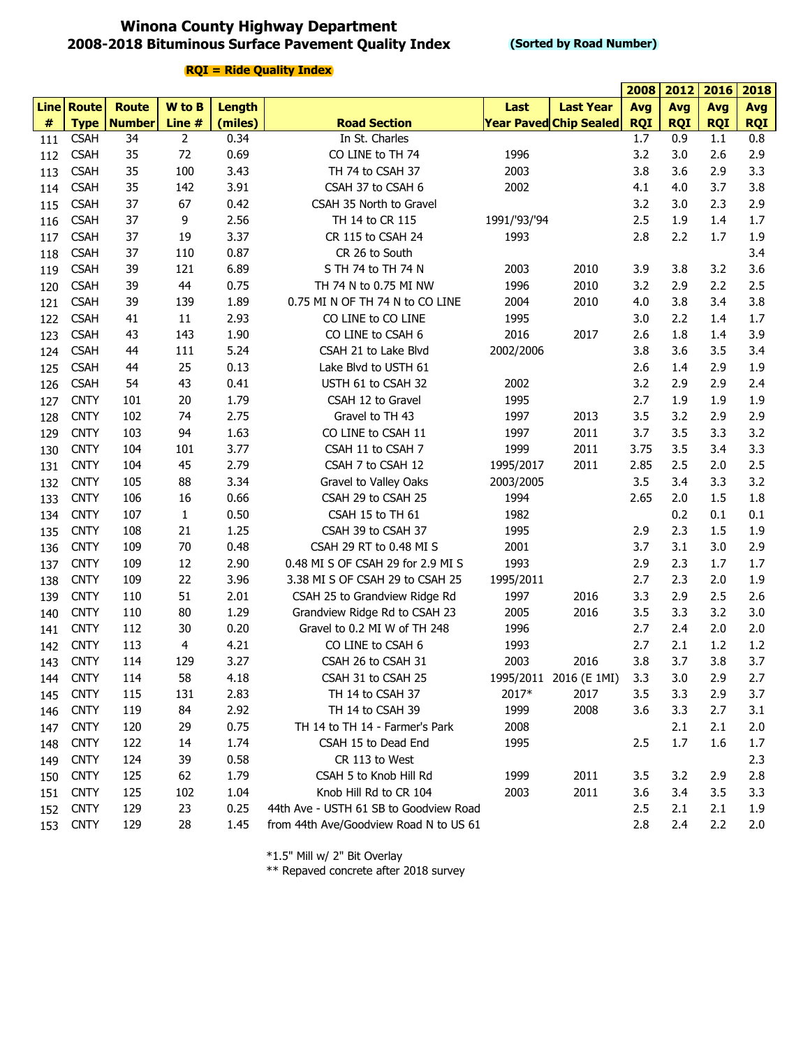# Winona County Highway Department
## 2008-2018 Bituminous Surface Pavement Quality Index

**(Sorted by Road Number)**

**RQI = Ride Quality Index**

| Line # | Route Type | Route Number | W to B Line # | Length (miles) | Road Section | Last Year Paved | Last Year Chip Sealed | 2008 Avg RQI | 2012 Avg RQI | 2016 Avg RQI | 2018 Avg RQI |
|---|---|---|---|---|---|---|---|---|---|---|---|
| 111 | CSAH | 34 | 2 | 0.34 | In St. Charles | | | 1.7 | 0.9 | 1.1 | 0.8 |
| 112 | CSAH | 35 | 72 | 0.69 | CO LINE to TH 74 | 1996 | | 3.2 | 3.0 | 2.6 | 2.9 |
| 113 | CSAH | 35 | 100 | 3.43 | TH 74 to CSAH 37 | 2003 | | 3.8 | 3.6 | 2.9 | 3.3 |
| 114 | CSAH | 35 | 142 | 3.91 | CSAH 37 to CSAH 6 | 2002 | | 4.1 | 4.0 | 3.7 | 3.8 |
| 115 | CSAH | 37 | 67 | 0.42 | CSAH 35 North to Gravel | | | 3.2 | 3.0 | 2.3 | 2.9 |
| 116 | CSAH | 37 | 9 | 2.56 | TH 14 to CR 115 | 1991/'93/'94 | | 2.5 | 1.9 | 1.4 | 1.7 |
| 117 | CSAH | 37 | 19 | 3.37 | CR 115 to CSAH 24 | 1993 | | 2.8 | 2.2 | 1.7 | 1.9 |
| 118 | CSAH | 37 | 110 | 0.87 | CR 26 to South | | | | | | 3.4 |
| 119 | CSAH | 39 | 121 | 6.89 | S TH 74 to TH 74 N | 2003 | 2010 | 3.9 | 3.8 | 3.2 | 3.6 |
| 120 | CSAH | 39 | 44 | 0.75 | TH 74 N to 0.75 MI NW | 1996 | 2010 | 3.2 | 2.9 | 2.2 | 2.5 |
| 121 | CSAH | 39 | 139 | 1.89 | 0.75 MI N OF TH 74 N to CO LINE | 2004 | 2010 | 4.0 | 3.8 | 3.4 | 3.8 |
| 122 | CSAH | 41 | 11 | 2.93 | CO LINE to CO LINE | 1995 | | 3.0 | 2.2 | 1.4 | 1.7 |
| 123 | CSAH | 43 | 143 | 1.90 | CO LINE to CSAH 6 | 2016 | 2017 | 2.6 | 1.8 | 1.4 | 3.9 |
| 124 | CSAH | 44 | 111 | 5.24 | CSAH 21 to Lake Blvd | 2002/2006 | | 3.8 | 3.6 | 3.5 | 3.4 |
| 125 | CSAH | 44 | 25 | 0.13 | Lake Blvd to USTH 61 | | | 2.6 | 1.4 | 2.9 | 1.9 |
| 126 | CSAH | 54 | 43 | 0.41 | USTH 61 to CSAH 32 | 2002 | | 3.2 | 2.9 | 2.9 | 2.4 |
| 127 | CNTY | 101 | 20 | 1.79 | CSAH 12 to Gravel | 1995 | | 2.7 | 1.9 | 1.9 | 1.9 |
| 128 | CNTY | 102 | 74 | 2.75 | Gravel to TH 43 | 1997 | 2013 | 3.5 | 3.2 | 2.9 | 2.9 |
| 129 | CNTY | 103 | 94 | 1.63 | CO LINE to CSAH 11 | 1997 | 2011 | 3.7 | 3.5 | 3.3 | 3.2 |
| 130 | CNTY | 104 | 101 | 3.77 | CSAH 11 to CSAH 7 | 1999 | 2011 | 3.75 | 3.5 | 3.4 | 3.3 |
| 131 | CNTY | 104 | 45 | 2.79 | CSAH 7 to CSAH 12 | 1995/2017 | 2011 | 2.85 | 2.5 | 2.0 | 2.5 |
| 132 | CNTY | 105 | 88 | 3.34 | Gravel to Valley Oaks | 2003/2005 | | 3.5 | 3.4 | 3.3 | 3.2 |
| 133 | CNTY | 106 | 16 | 0.66 | CSAH 29 to CSAH 25 | 1994 | | 2.65 | 2.0 | 1.5 | 1.8 |
| 134 | CNTY | 107 | 1 | 0.50 | CSAH 15 to TH 61 | 1982 | | | 0.2 | 0.1 | 0.1 |
| 135 | CNTY | 108 | 21 | 1.25 | CSAH 39 to CSAH 37 | 1995 | | 2.9 | 2.3 | 1.5 | 1.9 |
| 136 | CNTY | 109 | 70 | 0.48 | CSAH 29 RT to 0.48 MI S | 2001 | | 3.7 | 3.1 | 3.0 | 2.9 |
| 137 | CNTY | 109 | 12 | 2.90 | 0.48 MI S OF CSAH 29 for 2.9 MI S | 1993 | | 2.9 | 2.3 | 1.7 | 1.7 |
| 138 | CNTY | 109 | 22 | 3.96 | 3.38 MI S OF CSAH 29 to CSAH 25 | 1995/2011 | | 2.7 | 2.3 | 2.0 | 1.9 |
| 139 | CNTY | 110 | 51 | 2.01 | CSAH 25 to Grandview Ridge Rd | 1997 | 2016 | 3.3 | 2.9 | 2.5 | 2.6 |
| 140 | CNTY | 110 | 80 | 1.29 | Grandview Ridge Rd to CSAH 23 | 2005 | 2016 | 3.5 | 3.3 | 3.2 | 3.0 |
| 141 | CNTY | 112 | 30 | 0.20 | Gravel to 0.2 MI W of TH 248 | 1996 | | 2.7 | 2.4 | 2.0 | 2.0 |
| 142 | CNTY | 113 | 4 | 4.21 | CO LINE to CSAH 6 | 1993 | | 2.7 | 2.1 | 1.2 | 1.2 |
| 143 | CNTY | 114 | 129 | 3.27 | CSAH 26 to CSAH 31 | 2003 | 2016 | 3.8 | 3.7 | 3.8 | 3.7 |
| 144 | CNTY | 114 | 58 | 4.18 | CSAH 31 to CSAH 25 | 1995/2011 | 2016 (E 1MI) | 3.3 | 3.0 | 2.9 | 2.7 |
| 145 | CNTY | 115 | 131 | 2.83 | TH 14 to CSAH 37 | 2017* | 2017 | 3.5 | 3.3 | 2.9 | 3.7 |
| 146 | CNTY | 119 | 84 | 2.92 | TH 14 to CSAH 39 | 1999 | 2008 | 3.6 | 3.3 | 2.7 | 3.1 |
| 147 | CNTY | 120 | 29 | 0.75 | TH 14 to TH 14 - Farmer's Park | 2008 | | | 2.1 | 2.1 | 2.0 |
| 148 | CNTY | 122 | 14 | 1.74 | CSAH 15 to Dead End | 1995 | | 2.5 | 1.7 | 1.6 | 1.7 |
| 149 | CNTY | 124 | 39 | 0.58 | CR 113 to West | | | | | | 2.3 |
| 150 | CNTY | 125 | 62 | 1.79 | CSAH 5 to Knob Hill Rd | 1999 | 2011 | 3.5 | 3.2 | 2.9 | 2.8 |
| 151 | CNTY | 125 | 102 | 1.04 | Knob Hill Rd to CR 104 | 2003 | 2011 | 3.6 | 3.4 | 3.5 | 3.3 |
| 152 | CNTY | 129 | 23 | 0.25 | 44th Ave - USTH 61 SB to Goodview Road | | | 2.5 | 2.1 | 2.1 | 1.9 |
| 153 | CNTY | 129 | 28 | 1.45 | from 44th Ave/Goodview Road N to US 61 | | | 2.8 | 2.4 | 2.2 | 2.0 |

*1.5" Mill w/ 2" Bit Overlay

** Repaved concrete after 2018 survey